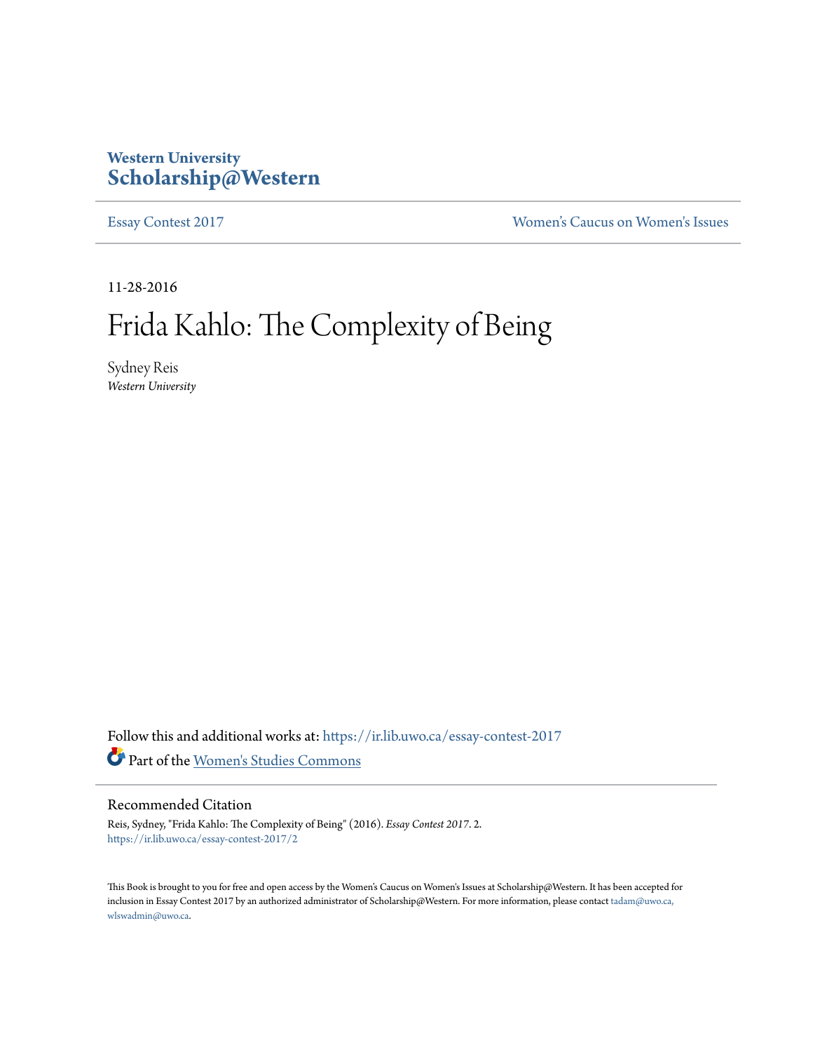Western University

**Scholarship@Western**

Essay Contest 2017 | Women's Caucus on Women's Issues

11-28-2016

# Frida Kahlo: The Complexity of Being

Sydney Reis
*Western University*

Follow this and additional works at: https://ir.lib.uwo.ca/essay-contest-2017

Part of the Women's Studies Commons

## Recommended Citation

Reis, Sydney, "Frida Kahlo: The Complexity of Being" (2016). *Essay Contest 2017*. 2.
https://ir.lib.uwo.ca/essay-contest-2017/2

This Book is brought to you for free and open access by the Women's Caucus on Women's Issues at Scholarship@Western. It has been accepted for inclusion in Essay Contest 2017 by an authorized administrator of Scholarship@Western. For more information, please contact tadam@uwo.ca, wlswadmin@uwo.ca.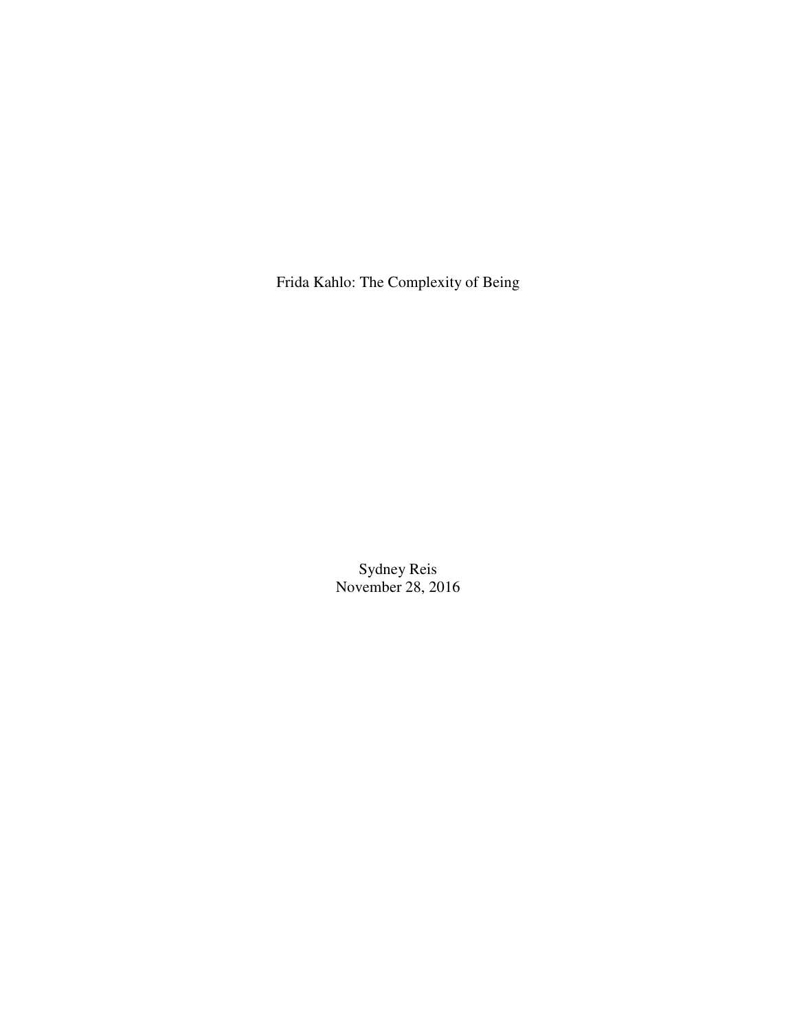# Frida Kahlo: The Complexity of Being

Sydney Reis
November 28, 2016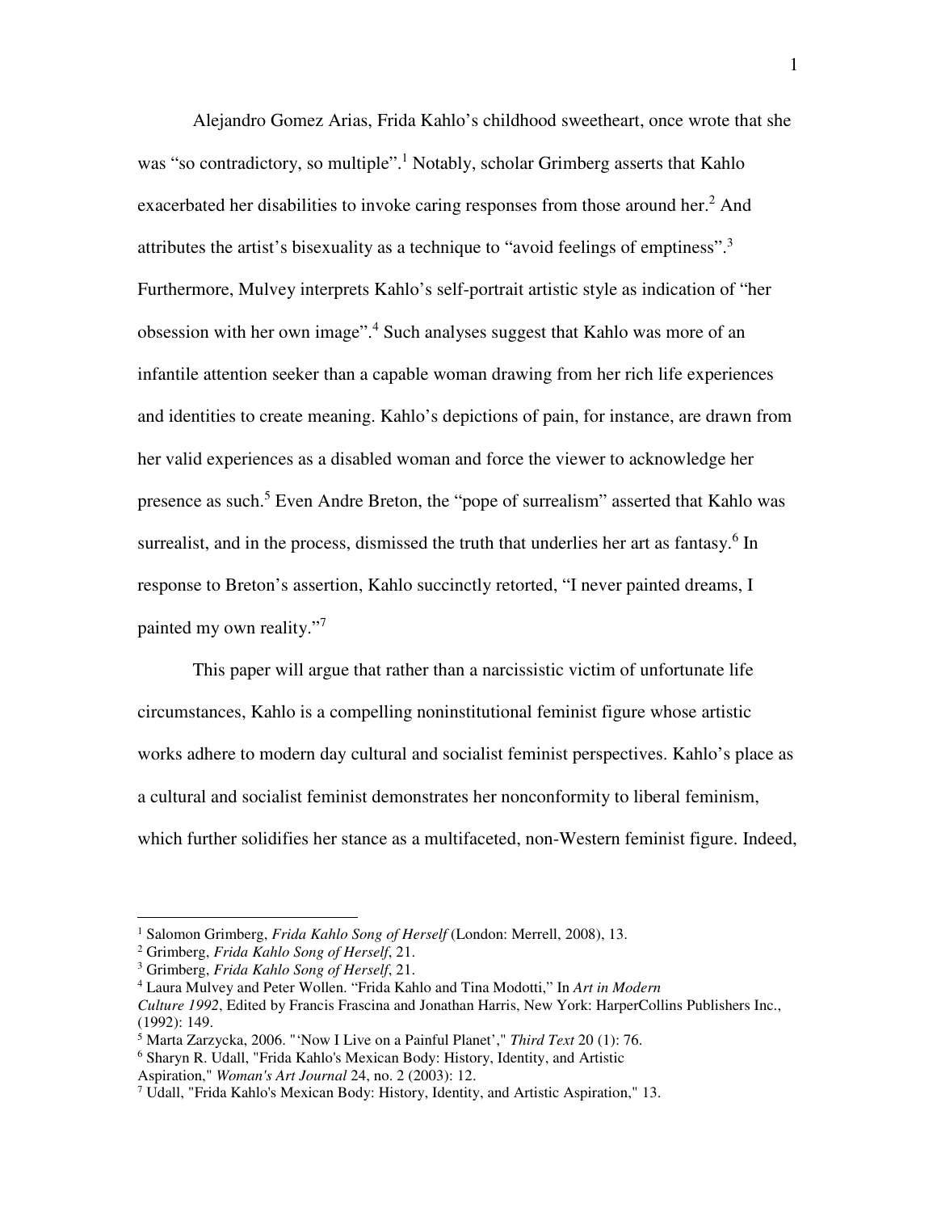Alejandro Gomez Arias, Frida Kahlo's childhood sweetheart, once wrote that she was "so contradictory, so multiple".[1] Notably, scholar Grimberg asserts that Kahlo exacerbated her disabilities to invoke caring responses from those around her.[2] And attributes the artist's bisexuality as a technique to "avoid feelings of emptiness".[3] Furthermore, Mulvey interprets Kahlo's self-portrait artistic style as indication of "her obsession with her own image".[4] Such analyses suggest that Kahlo was more of an infantile attention seeker than a capable woman drawing from her rich life experiences and identities to create meaning. Kahlo's depictions of pain, for instance, are drawn from her valid experiences as a disabled woman and force the viewer to acknowledge her presence as such.[5] Even Andre Breton, the "pope of surrealism" asserted that Kahlo was surrealist, and in the process, dismissed the truth that underlies her art as fantasy.[6] In response to Breton's assertion, Kahlo succinctly retorted, "I never painted dreams, I painted my own reality."[7]

This paper will argue that rather than a narcissistic victim of unfortunate life circumstances, Kahlo is a compelling noninstitutional feminist figure whose artistic works adhere to modern day cultural and socialist feminist perspectives. Kahlo's place as a cultural and socialist feminist demonstrates her nonconformity to liberal feminism, which further solidifies her stance as a multifaceted, non-Western feminist figure. Indeed,

---

[1] Salomon Grimberg, *Frida Kahlo Song of Herself* (London: Merrell, 2008), 13.

[2] Grimberg, *Frida Kahlo Song of Herself*, 21.

[3] Grimberg, *Frida Kahlo Song of Herself*, 21.

[4] Laura Mulvey and Peter Wollen. "Frida Kahlo and Tina Modotti," In *Art in Modern Culture 1992*, Edited by Francis Frascina and Jonathan Harris, New York: HarperCollins Publishers Inc., (1992): 149.

[5] Marta Zarzycka, 2006. "'Now I Live on a Painful Planet'," *Third Text* 20 (1): 76.

[6] Sharyn R. Udall, "Frida Kahlo's Mexican Body: History, Identity, and Artistic Aspiration," *Woman's Art Journal* 24, no. 2 (2003): 12.

[7] Udall, "Frida Kahlo's Mexican Body: History, Identity, and Artistic Aspiration," 13.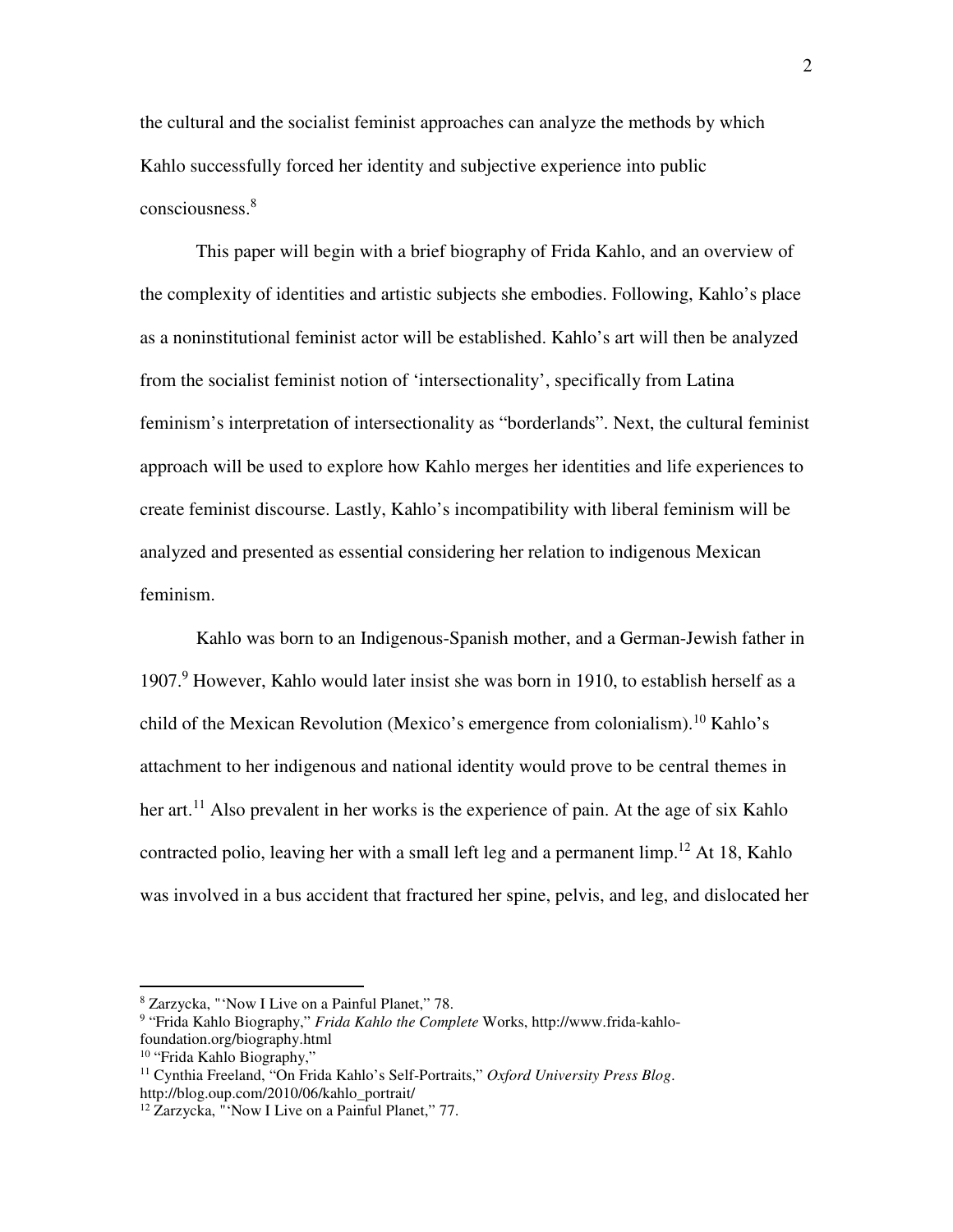the cultural and the socialist feminist approaches can analyze the methods by which Kahlo successfully forced her identity and subjective experience into public consciousness.[8]

This paper will begin with a brief biography of Frida Kahlo, and an overview of the complexity of identities and artistic subjects she embodies. Following, Kahlo's place as a noninstitutional feminist actor will be established. Kahlo's art will then be analyzed from the socialist feminist notion of 'intersectionality', specifically from Latina feminism's interpretation of intersectionality as "borderlands". Next, the cultural feminist approach will be used to explore how Kahlo merges her identities and life experiences to create feminist discourse. Lastly, Kahlo's incompatibility with liberal feminism will be analyzed and presented as essential considering her relation to indigenous Mexican feminism.

Kahlo was born to an Indigenous-Spanish mother, and a German-Jewish father in 1907.[9] However, Kahlo would later insist she was born in 1910, to establish herself as a child of the Mexican Revolution (Mexico's emergence from colonialism).[10] Kahlo's attachment to her indigenous and national identity would prove to be central themes in her art.[11] Also prevalent in her works is the experience of pain. At the age of six Kahlo contracted polio, leaving her with a small left leg and a permanent limp.[12] At 18, Kahlo was involved in a bus accident that fractured her spine, pelvis, and leg, and dislocated her

---

[8] Zarzycka, "'Now I Live on a Painful Planet," 78.

[9] "Frida Kahlo Biography," *Frida Kahlo the Complete* Works, http://www.frida-kahlo-foundation.org/biography.html

[10] "Frida Kahlo Biography,"

[11] Cynthia Freeland, "On Frida Kahlo's Self-Portraits," *Oxford University Press Blog*. http://blog.oup.com/2010/06/kahlo_portrait/

[12] Zarzycka, "'Now I Live on a Painful Planet," 77.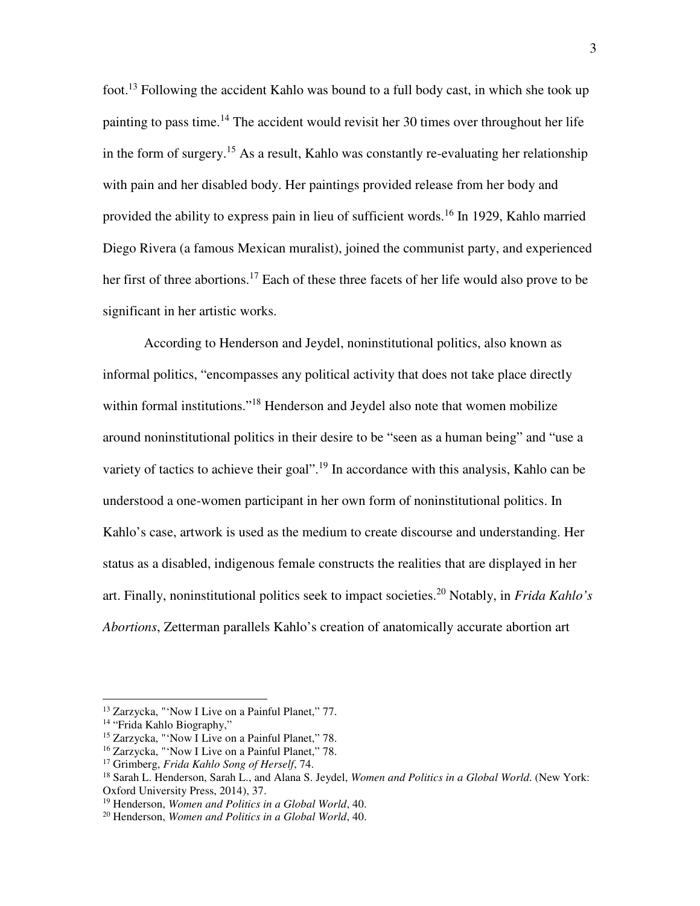foot.[13] Following the accident Kahlo was bound to a full body cast, in which she took up painting to pass time.[14] The accident would revisit her 30 times over throughout her life in the form of surgery.[15] As a result, Kahlo was constantly re-evaluating her relationship with pain and her disabled body. Her paintings provided release from her body and provided the ability to express pain in lieu of sufficient words.[16] In 1929, Kahlo married Diego Rivera (a famous Mexican muralist), joined the communist party, and experienced her first of three abortions.[17] Each of these three facets of her life would also prove to be significant in her artistic works.

According to Henderson and Jeydel, noninstitutional politics, also known as informal politics, "encompasses any political activity that does not take place directly within formal institutions."[18] Henderson and Jeydel also note that women mobilize around noninstitutional politics in their desire to be "seen as a human being" and "use a variety of tactics to achieve their goal".[19] In accordance with this analysis, Kahlo can be understood a one-women participant in her own form of noninstitutional politics. In Kahlo's case, artwork is used as the medium to create discourse and understanding. Her status as a disabled, indigenous female constructs the realities that are displayed in her art. Finally, noninstitutional politics seek to impact societies.[20] Notably, in *Frida Kahlo's Abortions*, Zetterman parallels Kahlo's creation of anatomically accurate abortion art

---

[13] Zarzycka, "'Now I Live on a Painful Planet," 77.

[14] "Frida Kahlo Biography,"

[15] Zarzycka, "'Now I Live on a Painful Planet," 78.

[16] Zarzycka, "'Now I Live on a Painful Planet," 78.

[17] Grimberg, *Frida Kahlo Song of Herself*, 74.

[18] Sarah L. Henderson, Sarah L., and Alana S. Jeydel, *Women and Politics in a Global World*. (New York: Oxford University Press, 2014), 37.

[19] Henderson, *Women and Politics in a Global World*, 40.

[20] Henderson, *Women and Politics in a Global World*, 40.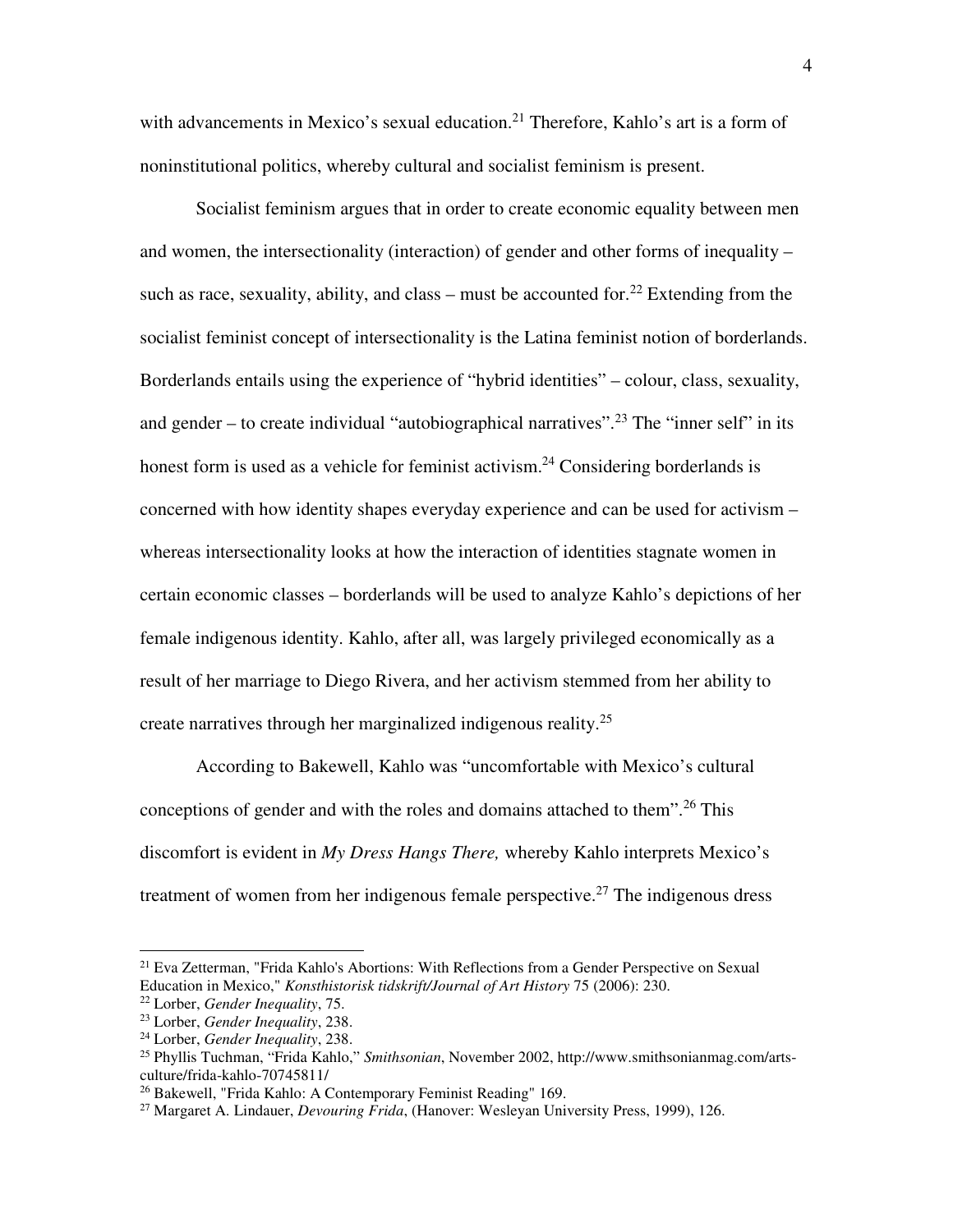with advancements in Mexico's sexual education.[21] Therefore, Kahlo's art is a form of noninstitutional politics, whereby cultural and socialist feminism is present.

Socialist feminism argues that in order to create economic equality between men and women, the intersectionality (interaction) of gender and other forms of inequality – such as race, sexuality, ability, and class – must be accounted for.[22] Extending from the socialist feminist concept of intersectionality is the Latina feminist notion of borderlands. Borderlands entails using the experience of "hybrid identities" – colour, class, sexuality, and gender – to create individual "autobiographical narratives".[23] The "inner self" in its honest form is used as a vehicle for feminist activism.[24] Considering borderlands is concerned with how identity shapes everyday experience and can be used for activism – whereas intersectionality looks at how the interaction of identities stagnate women in certain economic classes – borderlands will be used to analyze Kahlo's depictions of her female indigenous identity. Kahlo, after all, was largely privileged economically as a result of her marriage to Diego Rivera, and her activism stemmed from her ability to create narratives through her marginalized indigenous reality.[25]

According to Bakewell, Kahlo was "uncomfortable with Mexico's cultural conceptions of gender and with the roles and domains attached to them".[26] This discomfort is evident in *My Dress Hangs There,* whereby Kahlo interprets Mexico's treatment of women from her indigenous female perspective.[27] The indigenous dress

---

[21] Eva Zetterman, "Frida Kahlo's Abortions: With Reflections from a Gender Perspective on Sexual Education in Mexico," *Konsthistorisk tidskrift/Journal of Art History* 75 (2006): 230.

[22] Lorber, *Gender Inequality*, 75.

[23] Lorber, *Gender Inequality*, 238.

[24] Lorber, *Gender Inequality*, 238.

[25] Phyllis Tuchman, "Frida Kahlo," *Smithsonian*, November 2002, http://www.smithsonianmag.com/arts-culture/frida-kahlo-70745811/

[26] Bakewell, "Frida Kahlo: A Contemporary Feminist Reading" 169.

[27] Margaret A. Lindauer, *Devouring Frida*, (Hanover: Wesleyan University Press, 1999), 126.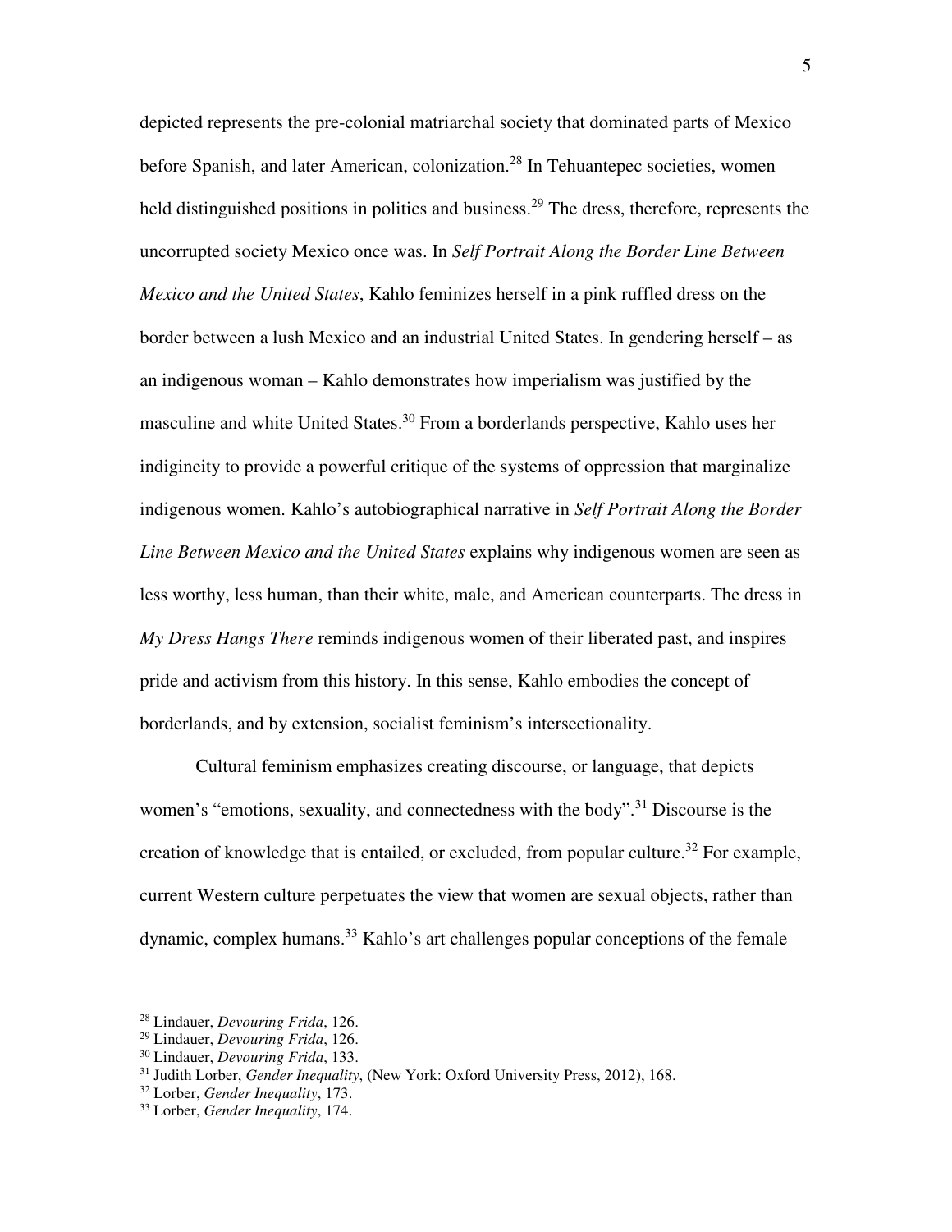depicted represents the pre-colonial matriarchal society that dominated parts of Mexico before Spanish, and later American, colonization.[28] In Tehuantepec societies, women held distinguished positions in politics and business.[29] The dress, therefore, represents the uncorrupted society Mexico once was. In *Self Portrait Along the Border Line Between Mexico and the United States*, Kahlo feminizes herself in a pink ruffled dress on the border between a lush Mexico and an industrial United States. In gendering herself – as an indigenous woman – Kahlo demonstrates how imperialism was justified by the masculine and white United States.[30] From a borderlands perspective, Kahlo uses her indigineity to provide a powerful critique of the systems of oppression that marginalize indigenous women. Kahlo's autobiographical narrative in *Self Portrait Along the Border Line Between Mexico and the United States* explains why indigenous women are seen as less worthy, less human, than their white, male, and American counterparts. The dress in *My Dress Hangs There* reminds indigenous women of their liberated past, and inspires pride and activism from this history. In this sense, Kahlo embodies the concept of borderlands, and by extension, socialist feminism's intersectionality.

Cultural feminism emphasizes creating discourse, or language, that depicts women's "emotions, sexuality, and connectedness with the body".[31] Discourse is the creation of knowledge that is entailed, or excluded, from popular culture.[32] For example, current Western culture perpetuates the view that women are sexual objects, rather than dynamic, complex humans.[33] Kahlo's art challenges popular conceptions of the female

---

[28] Lindauer, *Devouring Frida*, 126.
[29] Lindauer, *Devouring Frida*, 126.
[30] Lindauer, *Devouring Frida*, 133.
[31] Judith Lorber, *Gender Inequality*, (New York: Oxford University Press, 2012), 168.
[32] Lorber, *Gender Inequality*, 173.
[33] Lorber, *Gender Inequality*, 174.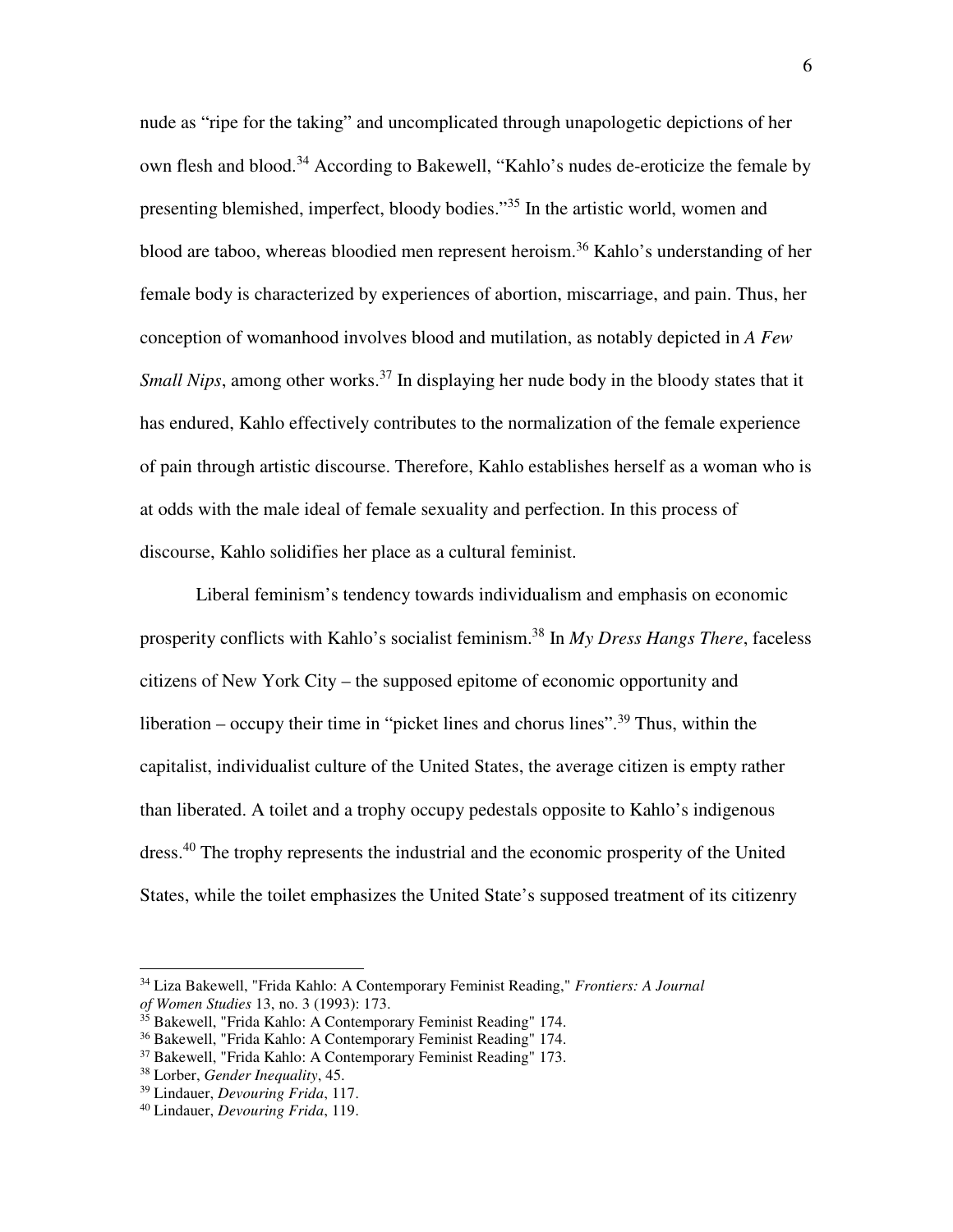nude as "ripe for the taking" and uncomplicated through unapologetic depictions of her own flesh and blood.[34] According to Bakewell, "Kahlo's nudes de-eroticize the female by presenting blemished, imperfect, bloody bodies."[35] In the artistic world, women and blood are taboo, whereas bloodied men represent heroism.[36] Kahlo's understanding of her female body is characterized by experiences of abortion, miscarriage, and pain. Thus, her conception of womanhood involves blood and mutilation, as notably depicted in *A Few Small Nips*, among other works.[37] In displaying her nude body in the bloody states that it has endured, Kahlo effectively contributes to the normalization of the female experience of pain through artistic discourse. Therefore, Kahlo establishes herself as a woman who is at odds with the male ideal of female sexuality and perfection. In this process of discourse, Kahlo solidifies her place as a cultural feminist.

Liberal feminism's tendency towards individualism and emphasis on economic prosperity conflicts with Kahlo's socialist feminism.[38] In *My Dress Hangs There*, faceless citizens of New York City – the supposed epitome of economic opportunity and liberation – occupy their time in "picket lines and chorus lines".[39] Thus, within the capitalist, individualist culture of the United States, the average citizen is empty rather than liberated. A toilet and a trophy occupy pedestals opposite to Kahlo's indigenous dress.[40] The trophy represents the industrial and the economic prosperity of the United States, while the toilet emphasizes the United State's supposed treatment of its citizenry

---

[34] Liza Bakewell, "Frida Kahlo: A Contemporary Feminist Reading," *Frontiers: A Journal of Women Studies* 13, no. 3 (1993): 173.
[35] Bakewell, "Frida Kahlo: A Contemporary Feminist Reading" 174.
[36] Bakewell, "Frida Kahlo: A Contemporary Feminist Reading" 174.
[37] Bakewell, "Frida Kahlo: A Contemporary Feminist Reading" 173.
[38] Lorber, *Gender Inequality*, 45.
[39] Lindauer, *Devouring Frida*, 117.
[40] Lindauer, *Devouring Frida*, 119.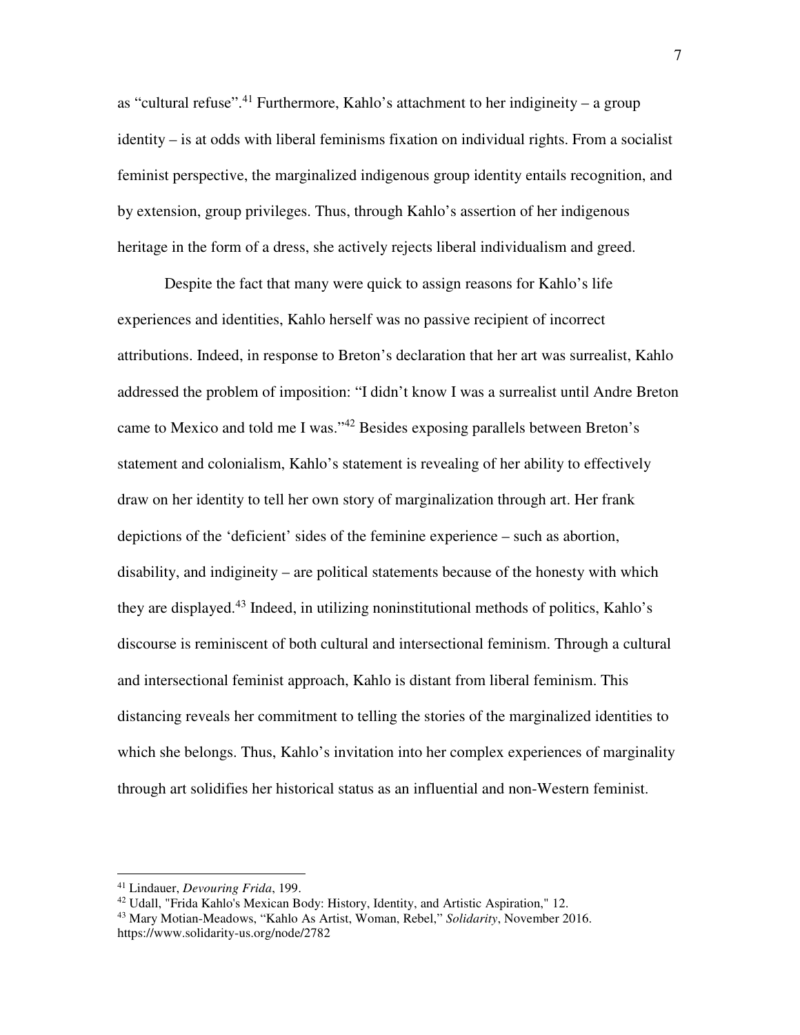as "cultural refuse".[41] Furthermore, Kahlo's attachment to her indigineity – a group identity – is at odds with liberal feminisms fixation on individual rights. From a socialist feminist perspective, the marginalized indigenous group identity entails recognition, and by extension, group privileges. Thus, through Kahlo's assertion of her indigenous heritage in the form of a dress, she actively rejects liberal individualism and greed.

Despite the fact that many were quick to assign reasons for Kahlo's life experiences and identities, Kahlo herself was no passive recipient of incorrect attributions. Indeed, in response to Breton's declaration that her art was surrealist, Kahlo addressed the problem of imposition: "I didn't know I was a surrealist until Andre Breton came to Mexico and told me I was."[42] Besides exposing parallels between Breton's statement and colonialism, Kahlo's statement is revealing of her ability to effectively draw on her identity to tell her own story of marginalization through art. Her frank depictions of the 'deficient' sides of the feminine experience – such as abortion, disability, and indigineity – are political statements because of the honesty with which they are displayed.[43] Indeed, in utilizing noninstitutional methods of politics, Kahlo's discourse is reminiscent of both cultural and intersectional feminism. Through a cultural and intersectional feminist approach, Kahlo is distant from liberal feminism. This distancing reveals her commitment to telling the stories of the marginalized identities to which she belongs. Thus, Kahlo's invitation into her complex experiences of marginality through art solidifies her historical status as an influential and non-Western feminist.

---

[41] Lindauer, *Devouring Frida*, 199.

[42] Udall, "Frida Kahlo's Mexican Body: History, Identity, and Artistic Aspiration," 12.

[43] Mary Motian-Meadows, "Kahlo As Artist, Woman, Rebel," *Solidarity*, November 2016. https://www.solidarity-us.org/node/2782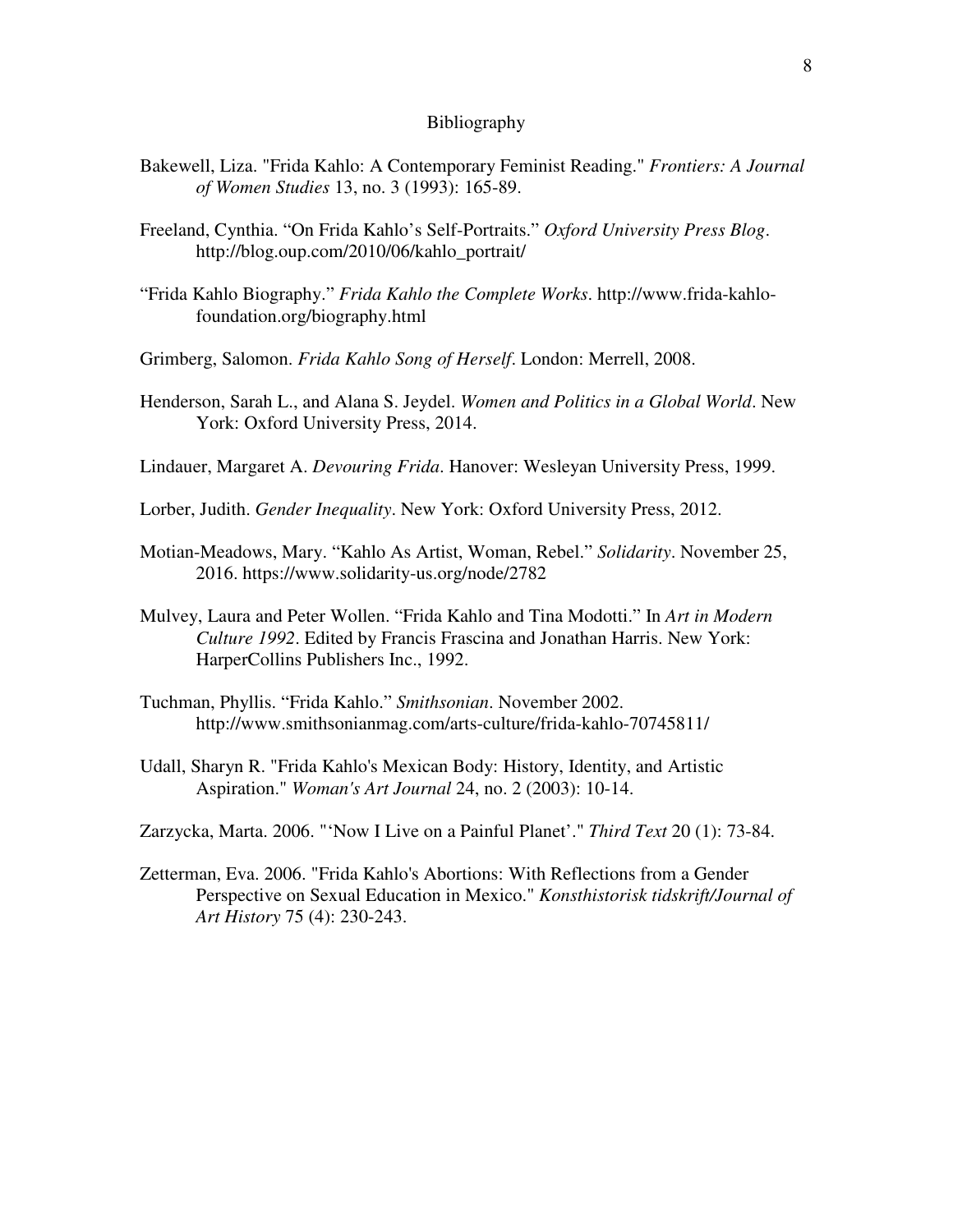# Bibliography

Bakewell, Liza. "Frida Kahlo: A Contemporary Feminist Reading." *Frontiers: A Journal of Women Studies* 13, no. 3 (1993): 165-89.

Freeland, Cynthia. "On Frida Kahlo's Self-Portraits." *Oxford University Press Blog*. http://blog.oup.com/2010/06/kahlo_portrait/

"Frida Kahlo Biography." *Frida Kahlo the Complete Works*. http://www.frida-kahlo-foundation.org/biography.html

Grimberg, Salomon. *Frida Kahlo Song of Herself*. London: Merrell, 2008.

Henderson, Sarah L., and Alana S. Jeydel. *Women and Politics in a Global World*. New York: Oxford University Press, 2014.

Lindauer, Margaret A. *Devouring Frida*. Hanover: Wesleyan University Press, 1999.

Lorber, Judith. *Gender Inequality*. New York: Oxford University Press, 2012.

Motian-Meadows, Mary. "Kahlo As Artist, Woman, Rebel." *Solidarity*. November 25, 2016. https://www.solidarity-us.org/node/2782

Mulvey, Laura and Peter Wollen. "Frida Kahlo and Tina Modotti." In *Art in Modern Culture 1992*. Edited by Francis Frascina and Jonathan Harris. New York: HarperCollins Publishers Inc., 1992.

Tuchman, Phyllis. "Frida Kahlo." *Smithsonian*. November 2002. http://www.smithsonianmag.com/arts-culture/frida-kahlo-70745811/

Udall, Sharyn R. "Frida Kahlo's Mexican Body: History, Identity, and Artistic Aspiration." *Woman's Art Journal* 24, no. 2 (2003): 10-14.

Zarzycka, Marta. 2006. "'Now I Live on a Painful Planet'." *Third Text* 20 (1): 73-84.

Zetterman, Eva. 2006. "Frida Kahlo's Abortions: With Reflections from a Gender Perspective on Sexual Education in Mexico." *Konsthistorisk tidskrift/Journal of Art History* 75 (4): 230-243.